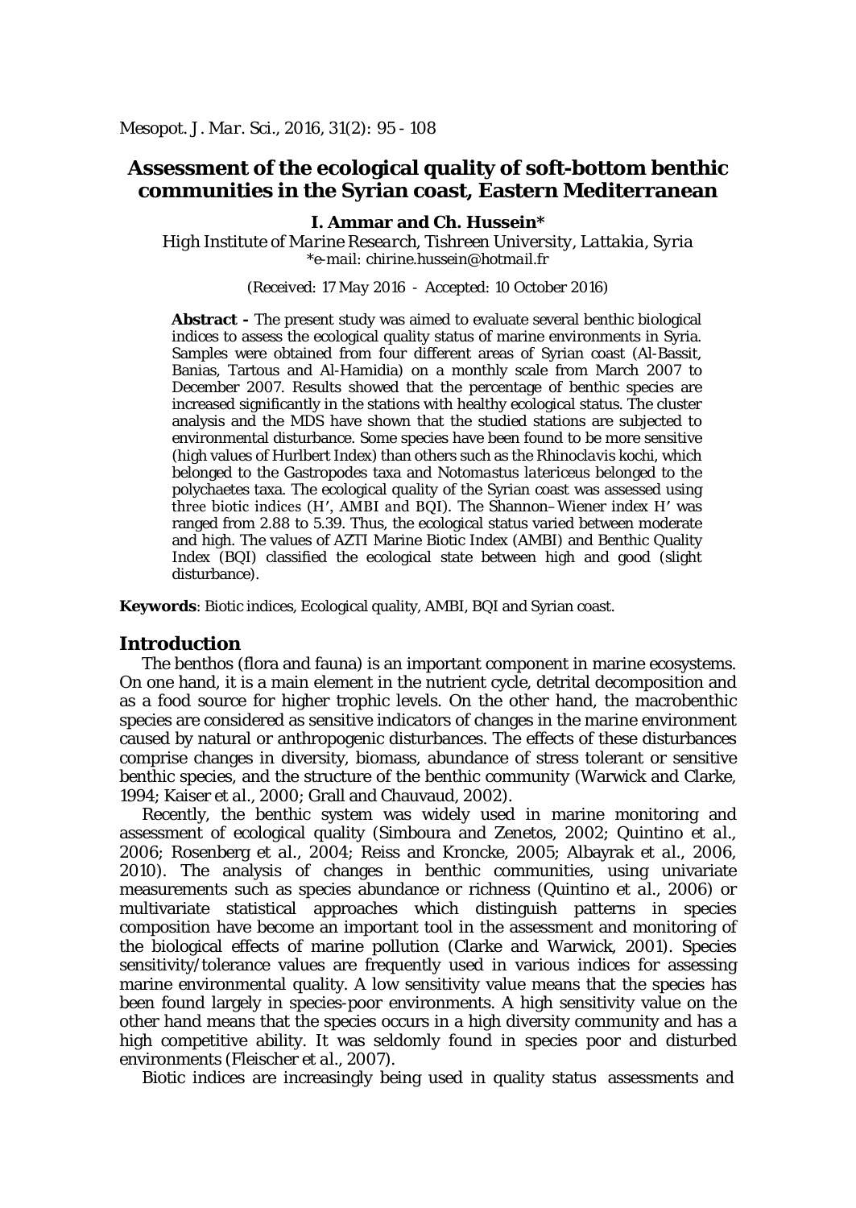# Assessment of the ecological quality of soft-bottom benthic communities in the Syrian coast, Eastern Mediterranean

**I. Ammar and Ch. Hussein***

*High Institute of Marine Research, Tishreen University, Lattakia, Syria*
*\*e-mail: chirine.hussein@hotmail.fr*

(Received: 17 May 2016 - Accepted: 10 October 2016)

**Abstract -** The present study was aimed to evaluate several benthic biological indices to assess the ecological quality status of marine environments in Syria. Samples were obtained from four different areas of Syrian coast (Al-Bassit, Banias, Tartous and Al-Hamidia) on a monthly scale from March 2007 to December 2007. Results showed that the percentage of benthic species are increased significantly in the stations with healthy ecological status. The cluster analysis and the MDS have shown that the studied stations are subjected to environmental disturbance. Some species have been found to be more sensitive (high values of Hurlbert Index) than others such as the *Rhinoclavis kochi*, which belonged to the Gastropodes taxa and *Notomastus latericeus* belonged to the polychaetes taxa. The ecological quality of the Syrian coast was assessed using three biotic indices (H', AMBI and BQI). The Shannon–Wiener index H' was ranged from 2.88 to 5.39. Thus, the ecological status varied between moderate and high. The values of AZTI Marine Biotic Index (AMBI) and Benthic Quality Index (BQI) classified the ecological state between high and good (slight disturbance).

**Keywords**: Biotic indices, Ecological quality, AMBI, BQI and Syrian coast.

## Introduction

The benthos (flora and fauna) is an important component in marine ecosystems. On one hand, it is a main element in the nutrient cycle, detrital decomposition and as a food source for higher trophic levels. On the other hand, the macrobenthic species are considered as sensitive indicators of changes in the marine environment caused by natural or anthropogenic disturbances. The effects of these disturbances comprise changes in diversity, biomass, abundance of stress tolerant or sensitive benthic species, and the structure of the benthic community (Warwick and Clarke, 1994; Kaiser *et al*., 2000; Grall and Chauvaud, 2002).

Recently, the benthic system was widely used in marine monitoring and assessment of ecological quality (Simboura and Zenetos, 2002; Quintino *et al*., 2006; Rosenberg *et al*., 2004; Reiss and Kroncke, 2005; Albayrak *et al*., 2006, 2010). The analysis of changes in benthic communities, using univariate measurements such as species abundance or richness (Quintino *et al*., 2006) or multivariate statistical approaches which distinguish patterns in species composition have become an important tool in the assessment and monitoring of the biological effects of marine pollution (Clarke and Warwick, 2001). Species sensitivity/tolerance values are frequently used in various indices for assessing marine environmental quality. A low sensitivity value means that the species has been found largely in species-poor environments. A high sensitivity value on the other hand means that the species occurs in a high diversity community and has a high competitive ability. It was seldomly found in species poor and disturbed environments (Fleischer *et al*., 2007).

Biotic indices are increasingly being used in quality status assessments and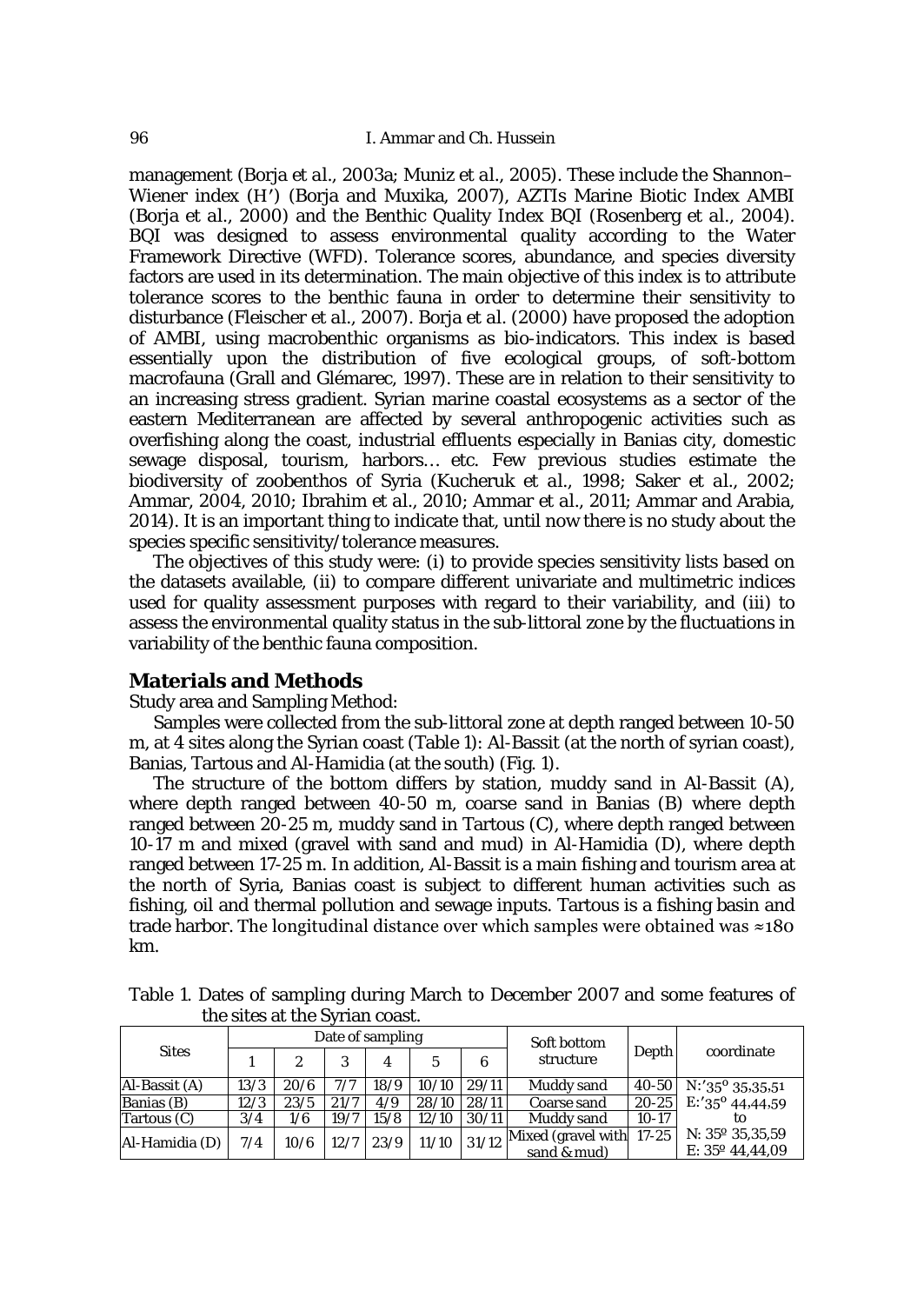management (Borja *et al.*, 2003a; Muniz *et al.*, 2005). These include the Shannon–Wiener index (H') (Borja and Muxika, 2007), AZTIs Marine Biotic Index AMBI (Borja *et al.*, 2000) and the Benthic Quality Index BQI (Rosenberg *et al.*, 2004). BQI was designed to assess environmental quality according to the Water Framework Directive (WFD). Tolerance scores, abundance, and species diversity factors are used in its determination. The main objective of this index is to attribute tolerance scores to the benthic fauna in order to determine their sensitivity to disturbance (Fleischer *et al.*, 2007). Borja *et al.* (2000) have proposed the adoption of AMBI, using macrobenthic organisms as bio-indicators. This index is based essentially upon the distribution of five ecological groups, of soft-bottom macrofauna (Grall and Glémarec, 1997). These are in relation to their sensitivity to an increasing stress gradient. Syrian marine coastal ecosystems as a sector of the eastern Mediterranean are affected by several anthropogenic activities such as overfishing along the coast, industrial effluents especially in Banias city, domestic sewage disposal, tourism, harbors… etc. Few previous studies estimate the biodiversity of zoobenthos of Syria (Kucheruk *et al.*, 1998; Saker *et al.*, 2002; Ammar, 2004, 2010; Ibrahim *et al.*, 2010; Ammar *et al.*, 2011; Ammar and Arabia, 2014). It is an important thing to indicate that, until now there is no study about the species specific sensitivity/tolerance measures.

The objectives of this study were: (i) to provide species sensitivity lists based on the datasets available, (ii) to compare different univariate and multimetric indices used for quality assessment purposes with regard to their variability, and (iii) to assess the environmental quality status in the sub-littoral zone by the fluctuations in variability of the benthic fauna composition.

## Materials and Methods

Study area and Sampling Method:

Samples were collected from the sub-littoral zone at depth ranged between 10-50 m, at 4 sites along the Syrian coast (Table 1): Al-Bassit (at the north of syrian coast), Banias, Tartous and Al-Hamidia (at the south) (Fig. 1).

The structure of the bottom differs by station, muddy sand in Al-Bassit (A), where depth ranged between 40-50 m, coarse sand in Banias (B) where depth ranged between 20-25 m, muddy sand in Tartous (C), where depth ranged between 10-17 m and mixed (gravel with sand and mud) in Al-Hamidia (D), where depth ranged between 17-25 m. In addition, Al-Bassit is a main fishing and tourism area at the north of Syria, Banias coast is subject to different human activities such as fishing, oil and thermal pollution and sewage inputs. Tartous is a fishing basin and trade harbor. The longitudinal distance over which samples were obtained was ≈180 km.

Table 1. Dates of sampling during March to December 2007 and some features of the sites at the Syrian coast.

| Sites | Date of sampling | | | | | | Soft bottom structure | Depth | coordinate |
|---|---|---|---|---|---|---|---|---|---|
| | 1 | 2 | 3 | 4 | 5 | 6 | | | |
| Al-Bassit (A) | 13/3 | 20/6 | 7/7 | 18/9 | 10/10 | 29/11 | Muddy sand | 40-50 | N:'35° 35,35,51 |
| Banias (B) | 12/3 | 23/5 | 21/7 | 4/9 | 28/10 | 28/11 | Coarse sand | 20-25 | E:'35° 44,44,59 |
| Tartous (C) | 3/4 | 1/6 | 19/7 | 15/8 | 12/10 | 30/11 | Muddy sand | 10-17 | to |
| Al-Hamidia (D) | 7/4 | 10/6 | 12/7 | 23/9 | 11/10 | 31/12 | Mixed (gravel with sand & mud) | 17-25 | N: 35º 35,35,59<br>E: 35º 44,44,09 |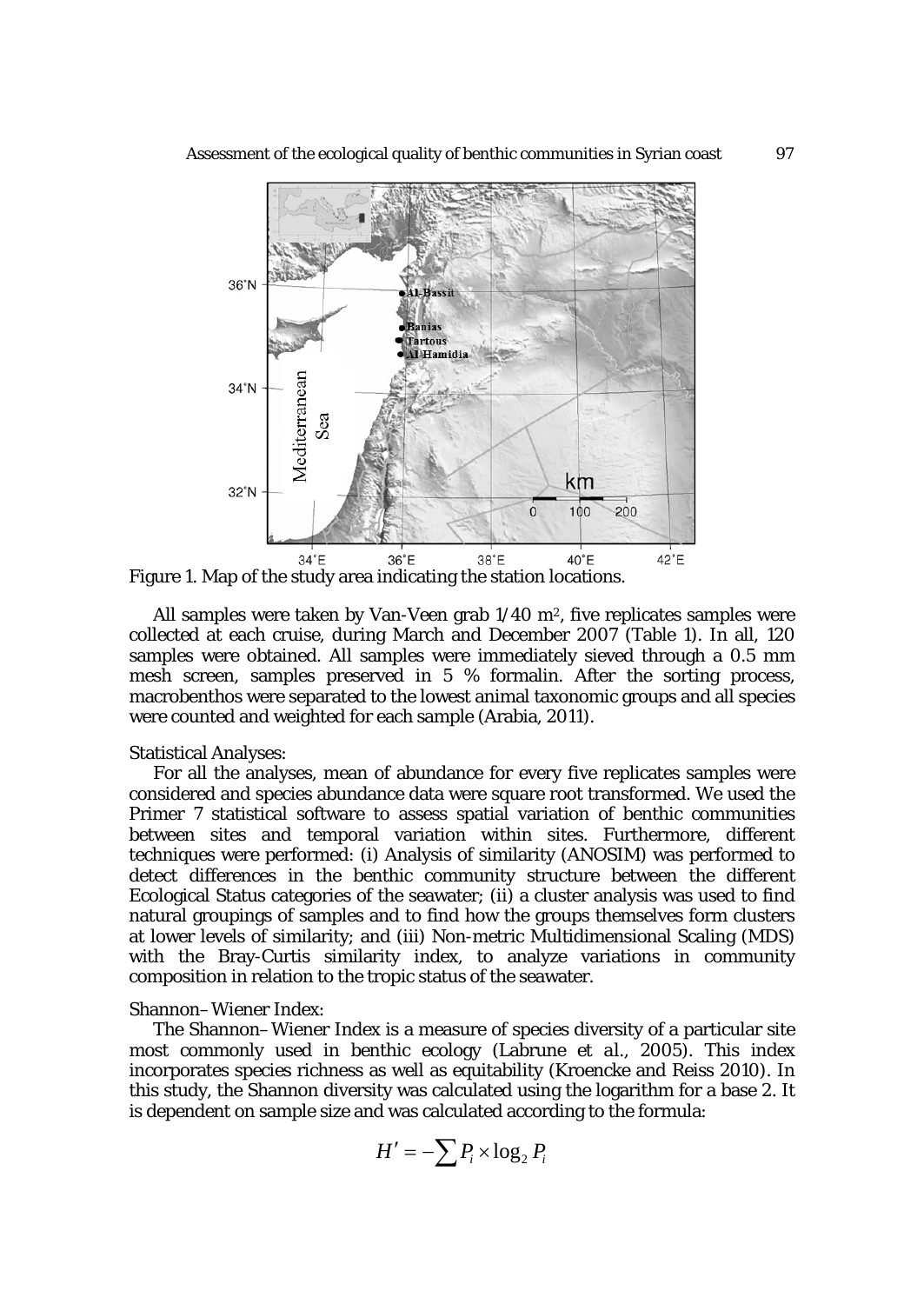36°N
34°N
32°N
34°E 36°E 38°E 40°E 42°E
Al-Bassit
Banias
Tartous
Al-Hamidia
Mediterranean Sea
km
0 100 200

Figure 1. Map of the study area indicating the station locations.

All samples were taken by Van-Veen grab 1/40 $m^2$, five replicates samples were collected at each cruise, during March and December 2007 (Table 1). In all, 120 samples were obtained. All samples were immediately sieved through a 0.5 mm mesh screen, samples preserved in 5 % formalin. After the sorting process, macrobenthos were separated to the lowest animal taxonomic groups and all species were counted and weighted for each sample (Arabia, 2011).

Statistical Analyses:

For all the analyses, mean of abundance for every five replicates samples were considered and species abundance data were square root transformed. We used the Primer 7 statistical software to assess spatial variation of benthic communities between sites and temporal variation within sites. Furthermore, different techniques were performed: (i) Analysis of similarity (ANOSIM) was performed to detect differences in the benthic community structure between the different Ecological Status categories of the seawater; (ii) a cluster analysis was used to find natural groupings of samples and to find how the groups themselves form clusters at lower levels of similarity; and (iii) Non-metric Multidimensional Scaling (MDS) with the Bray-Curtis similarity index, to analyze variations in community composition in relation to the tropic status of the seawater.

Shannon–Wiener Index:

The Shannon–Wiener Index is a measure of species diversity of a particular site most commonly used in benthic ecology (Labrune et al., 2005). This index incorporates species richness as well as equitability (Kroencke and Reiss 2010). In this study, the Shannon diversity was calculated using the logarithm for a base 2. It is dependent on sample size and was calculated according to the formula:

$$H' = -\sum P_i \times \log_2 P_i$$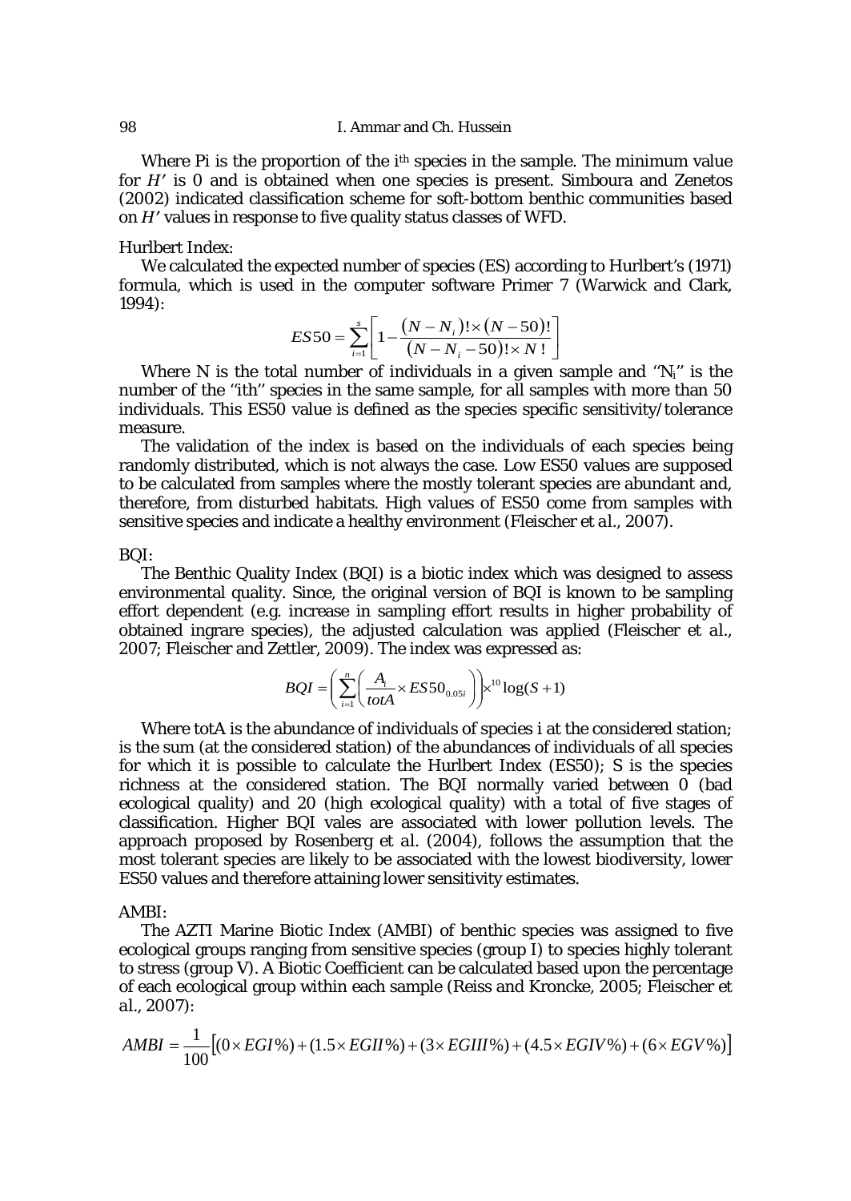Where Pi is the proportion of the $i^{th}$ species in the sample. The minimum value for $H'$ is 0 and is obtained when one species is present. Simboura and Zenetos (2002) indicated classification scheme for soft-bottom benthic communities based on $H'$ values in response to five quality status classes of WFD.

Hurlbert Index:

We calculated the expected number of species (ES) according to Hurlbert's (1971) formula, which is used in the computer software Primer 7 (Warwick and Clark, 1994):

$$ES50 = \sum_{i=1}^{s}\left[1 - \frac{(N - N_i)! \times (N - 50)!}{(N - N_i - 50)! \times N!}\right]$$

Where N is the total number of individuals in a given sample and ''$N_i$'' is the number of the ''ith'' species in the same sample, for all samples with more than 50 individuals. This ES50 value is defined as the species specific sensitivity/tolerance measure.

The validation of the index is based on the individuals of each species being randomly distributed, which is not always the case. Low ES50 values are supposed to be calculated from samples where the mostly tolerant species are abundant and, therefore, from disturbed habitats. High values of ES50 come from samples with sensitive species and indicate a healthy environment (Fleischer *et al.*, 2007).

BQI:

The Benthic Quality Index (BQI) is a biotic index which was designed to assess environmental quality. Since, the original version of BQI is known to be sampling effort dependent (e.g. increase in sampling effort results in higher probability of obtained ingrare species), the adjusted calculation was applied (Fleischer *et al.*, 2007; Fleischer and Zettler, 2009). The index was expressed as:

$$BQI = \left(\sum_{i=1}^{n}\left(\frac{A_i}{totA} \times ES50_{0.05i}\right)\right) \times^{10} \log(S+1)$$

Where totA is the abundance of individuals of species i at the considered station; is the sum (at the considered station) of the abundances of individuals of all species for which it is possible to calculate the Hurlbert Index (ES50); S is the species richness at the considered station. The BQI normally varied between 0 (bad ecological quality) and 20 (high ecological quality) with a total of five stages of classification. Higher BQI vales are associated with lower pollution levels. The approach proposed by Rosenberg *et al.* (2004), follows the assumption that the most tolerant species are likely to be associated with the lowest biodiversity, lower ES50 values and therefore attaining lower sensitivity estimates.

AMBI:

The AZTI Marine Biotic Index (AMBI) of benthic species was assigned to five ecological groups ranging from sensitive species (group I) to species highly tolerant to stress (group V). A Biotic Coefficient can be calculated based upon the percentage of each ecological group within each sample (Reiss and Kroncke, 2005; Fleischer et al., 2007):

$$AMBI = \frac{1}{100}\left[(0 \times EGI\%) + (1.5 \times EGII\%) + (3 \times EGIII\%) + (4.5 \times EGIV\%) + (6 \times EGV\%)\right]$$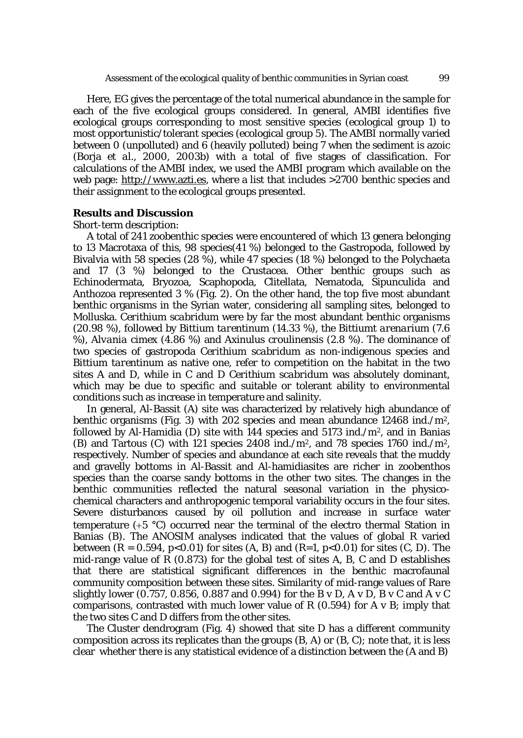Here, EG gives the percentage of the total numerical abundance in the sample for each of the five ecological groups considered. In general, AMBI identifies five ecological groups corresponding to most sensitive species (ecological group 1) to most opportunistic/tolerant species (ecological group 5). The AMBI normally varied between 0 (unpolluted) and 6 (heavily polluted) being 7 when the sediment is azoic (Borja et al., 2000, 2003b) with a total of five stages of classification. For calculations of the AMBI index, we used the AMBI program which available on the web page: http://www.azti.es, where a list that includes >2700 benthic species and their assignment to the ecological groups presented.

**Results and Discussion**

Short-term description:

A total of 241 zoobenthic species were encountered of which 13 genera belonging to 13 Macrotaxa of this, 98 species(41 %) belonged to the Gastropoda, followed by Bivalvia with 58 species (28 %), while 47 species (18 %) belonged to the Polychaeta and 17 (3 %) belonged to the Crustacea. Other benthic groups such as Echinodermata, Bryozoa, Scaphopoda, Clitellata, Nematoda, Sipunculida and Anthozoa represented 3 % (Fig. 2). On the other hand, the top five most abundant benthic organisms in the Syrian water, considering all sampling sites, belonged to Molluska. *Cerithium scabridum* were by far the most abundant benthic organisms (20.98 %), followed by *Bittium tarentinum* (14.33 %), the *Bittiumt arenarium* (7.6 %), *Alvania cimex* (4.86 %) and *Axinulus croulinensis* (2.8 %). The dominance of two species of gastropoda *Cerithium scabridum* as non-indigenous species and *Bittium tarentinum* as native one, refer to competition on the habitat in the two sites A and D, while in C and D *Cerithium scabridum* was absolutely dominant, which may be due to specific and suitable or tolerant ability to environmental conditions such as increase in temperature and salinity.

In general, Al-Bassit (A) site was characterized by relatively high abundance of benthic organisms (Fig. 3) with 202 species and mean abundance 12468 ind./$m^2$, followed by Al-Hamidia (D) site with 144 species and 5173 ind./$m^2$, and in Banias (B) and Tartous (C) with 121 species 2408 ind./$m^2$, and 78 species 1760 ind./$m^2$, respectively. Number of species and abundance at each site reveals that the muddy and gravelly bottoms in Al-Bassit and Al-hamidiasites are richer in zoobenthos species than the coarse sandy bottoms in the other two sites. The changes in the benthic communities reflected the natural seasonal variation in the physico-chemical characters and anthropogenic temporal variability occurs in the four sites. Severe disturbances caused by oil pollution and increase in surface water temperature (+5 °C) occurred near the terminal of the electro thermal Station in Banias (B). The ANOSIM analyses indicated that the values of global R varied between ($R = 0.594$, $p<0.01$) for sites (A, B) and ($R=1$, $p<0.01$) for sites (C, D). The mid-range value of R (0.873) for the global test of sites A, B, C and D establishes that there are statistical significant differences in the benthic macrofaunal community composition between these sites. Similarity of mid-range values of Rare slightly lower (0.757, 0.856, 0.887 and 0.994) for the B v D, A v D, B v C and A v C comparisons, contrasted with much lower value of R (0.594) for A v B; imply that the two sites C and D differs from the other sites.

The Cluster dendrogram (Fig. 4) showed that site D has a different community composition across its replicates than the groups (B, A) or (B, C); note that, it is less clear whether there is any statistical evidence of a distinction between the (A and B)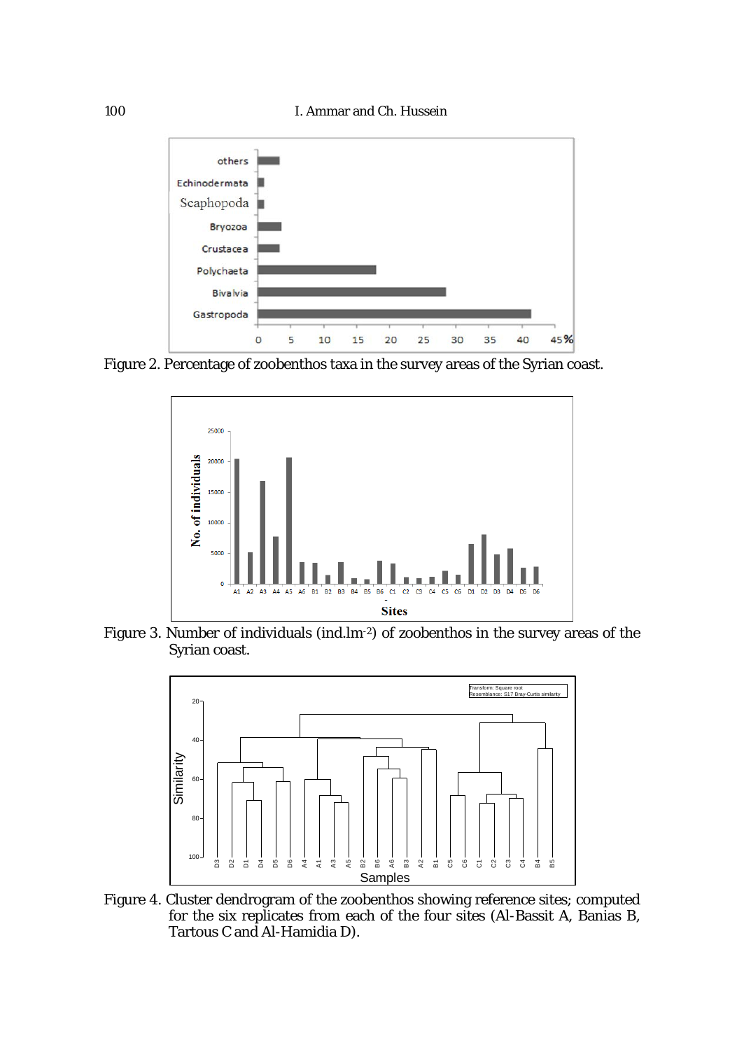others
Echinodermata
Scaphopoda
Bryozoa
Crustacea
Polychaeta
Bivalvia
Gastropoda
0 5 10 15 20 25 30 35 40 45%

Figure 2. Percentage of zoobenthos taxa in the survey areas of the Syrian coast.

No. of individuals
25000
20000
15000
10000
5000
0
A1 A2 A3 A4 A5 A6 B1 B2 B3 B4 B5 B6 C1 C2 C3 C4 C5 C6 D1 D2 D3 D4 D5 D6
Sites

Figure 3. Number of individuals (ind.lm$^{-2}$) of zoobenthos in the survey areas of the Syrian coast.

Transform: Square root
Resemblance: S17 Bray-Curtis similarity
Similarity
20
40
60
80
100
D3 D2 D1 D4 D5 D6 A4 A1 A3 A5 B2 B6 A6 B3 A2 B1 C5 C6 C1 C2 C3 C4 B4 B5
Samples

Figure 4. Cluster dendrogram of the zoobenthos showing reference sites; computed for the six replicates from each of the four sites (Al-Bassit A, Banias B, Tartous C and Al-Hamidia D).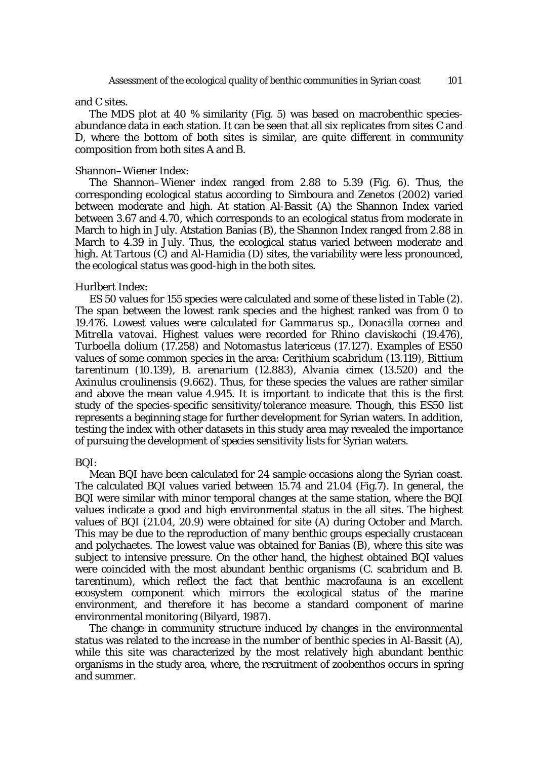and C sites.

The MDS plot at 40 % similarity (Fig. 5) was based on macrobenthic species-abundance data in each station. It can be seen that all six replicates from sites C and D, where the bottom of both sites is similar, are quite different in community composition from both sites A and B.

Shannon–Wiener Index:

The Shannon–Wiener index ranged from 2.88 to 5.39 (Fig. 6). Thus, the corresponding ecological status according to Simboura and Zenetos (2002) varied between moderate and high. At station Al-Bassit (A) the Shannon Index varied between 3.67 and 4.70, which corresponds to an ecological status from moderate in March to high in July. Atstation Banias (B), the Shannon Index ranged from 2.88 in March to 4.39 in July. Thus, the ecological status varied between moderate and high. At Tartous (C) and Al-Hamidia (D) sites, the variability were less pronounced, the ecological status was good-high in the both sites.

Hurlbert Index:

ES 50 values for 155 species were calculated and some of these listed in Table (2). The span between the lowest rank species and the highest ranked was from 0 to 19.476. Lowest values were calculated for *Gammarus* sp., *Donacilla cornea* and *Mitrella vatovai*. Highest values were recorded for *Rhino claviskochi* (19.476), *Turboella dolium* (17.258) and *Notomastus latericeus* (17.127). Examples of ES50 values of some common species in the area: *Cerithium scabridum* (13.119), *Bittium tarentinum* (10.139), *B. arenarium* (12.883), *Alvania cimex* (13.520) and the *Axinulus croulinensis* (9.662). Thus, for these species the values are rather similar and above the mean value 4.945. It is important to indicate that this is the first study of the species-specific sensitivity/tolerance measure. Though, this ES50 list represents a beginning stage for further development for Syrian waters. In addition, testing the index with other datasets in this study area may revealed the importance of pursuing the development of species sensitivity lists for Syrian waters.

BQI:

Mean BQI have been calculated for 24 sample occasions along the Syrian coast. The calculated BQI values varied between 15.74 and 21.04 (Fig.7). In general, the BQI were similar with minor temporal changes at the same station, where the BQI values indicate a good and high environmental status in the all sites. The highest values of BQI (21.04, 20.9) were obtained for site (A) during October and March. This may be due to the reproduction of many benthic groups especially crustacean and polychaetes. The lowest value was obtained for Banias (B), where this site was subject to intensive pressure. On the other hand, the highest obtained BQI values were coincided with the most abundant benthic organisms (*C. scabridum* and *B. tarentinum*), which reflect the fact that benthic macrofauna is an excellent ecosystem component which mirrors the ecological status of the marine environment, and therefore it has become a standard component of marine environmental monitoring (Bilyard, 1987).

The change in community structure induced by changes in the environmental status was related to the increase in the number of benthic species in Al-Bassit (A), while this site was characterized by the most relatively high abundant benthic organisms in the study area, where, the recruitment of zoobenthos occurs in spring and summer.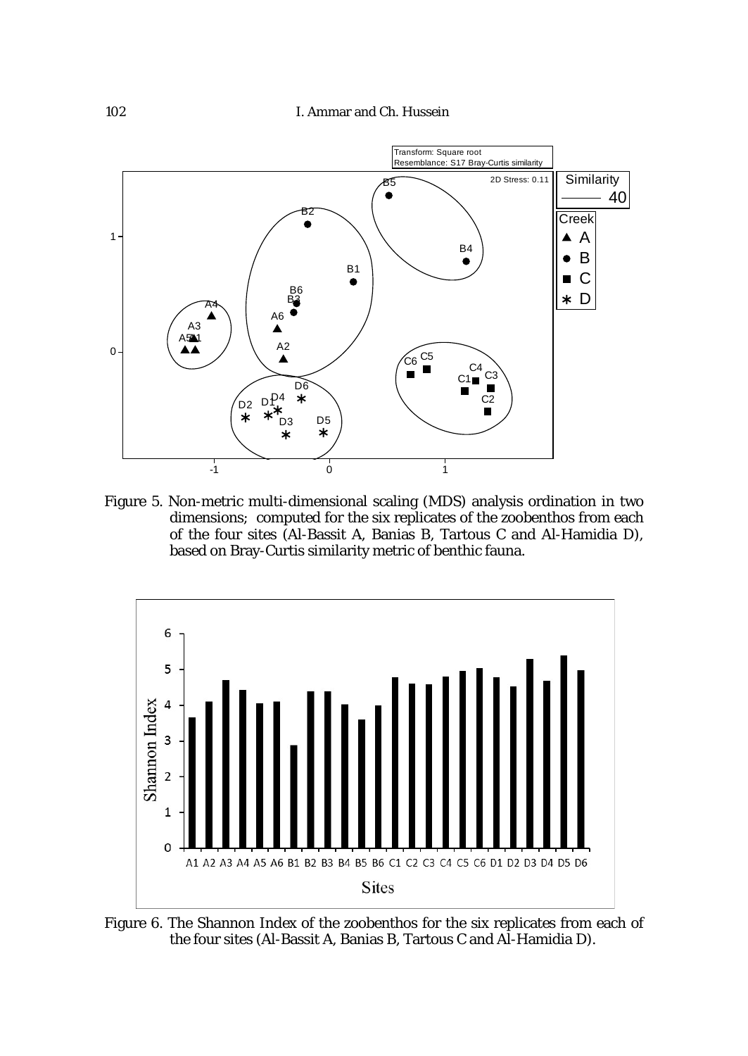Transform: Square root
Resemblance: S17 Bray-Curtis similarity

2D Stress: 0.11

Similarity
40

Creek
A
B
C
D

B5
B2
B4
B1
B6
B3
A4
A6
A3
A5A1
A2
C6
C5
C4
C1
C3
C2
D6
D2
D1
D4
D3
D5

1
0
-1
0
1

Figure 5. Non-metric multi-dimensional scaling (MDS) analysis ordination in two dimensions; computed for the six replicates of the zoobenthos from each of the four sites (Al-Bassit A, Banias B, Tartous C and Al-Hamidia D), based on Bray-Curtis similarity metric of benthic fauna.

Shannon Index
6
5
4
3
2
1
0
A1 A2 A3 A4 A5 A6 B1 B2 B3 B4 B5 B6 C1 C2 C3 C4 C5 C6 D1 D2 D3 D4 D5 D6
Sites

Figure 6. The Shannon Index of the zoobenthos for the six replicates from each of the four sites (Al-Bassit A, Banias B, Tartous C and Al-Hamidia D).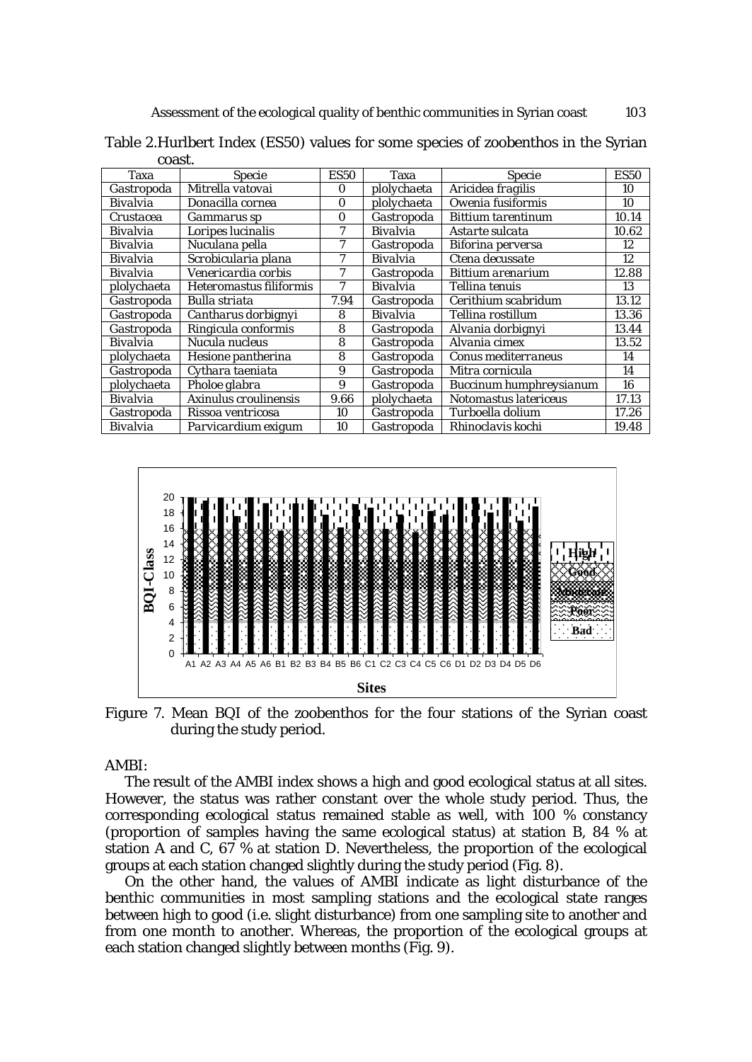Table 2.Hurlbert Index (ES50) values for some species of zoobenthos in the Syrian coast.

| Taxa | Specie | ES50 | Taxa | Specie | ES50 |
|---|---|---|---|---|---|
| Gastropoda | Mitrella vatovai | 0 | plolychaeta | Aricidea fragilis | 10 |
| Bivalvia | Donacilla cornea | 0 | plolychaeta | Owenia fusiformis | 10 |
| Crustacea | Gammarus sp | 0 | Gastropoda | Bittium tarentinum | 10.14 |
| Bivalvia | Loripes lucinalis | 7 | Bivalvia | Astarte sulcata | 10.62 |
| Bivalvia | Nuculana pella | 7 | Gastropoda | Biforina perversa | 12 |
| Bivalvia | Scrobicularia plana | 7 | Bivalvia | Ctena decussate | 12 |
| Bivalvia | Venericardia corbis | 7 | Gastropoda | Bittium arenarium | 12.88 |
| plolychaeta | Heteromastus filiformis | 7 | Bivalvia | Tellina tenuis | 13 |
| Gastropoda | Bulla striata | 7.94 | Gastropoda | Cerithium scabridum | 13.12 |
| Gastropoda | Cantharus dorbignyi | 8 | Bivalvia | Tellina rostillum | 13.36 |
| Gastropoda | Ringicula conformis | 8 | Gastropoda | Alvania dorbignyi | 13.44 |
| Bivalvia | Nucula nucleus | 8 | Gastropoda | Alvania cimex | 13.52 |
| plolychaeta | Hesione pantherina | 8 | Gastropoda | Conus mediterraneus | 14 |
| Gastropoda | Cythara taeniata | 9 | Gastropoda | Mitra cornicula | 14 |
| plolychaeta | Pholoe glabra | 9 | Gastropoda | Buccinum humphreysianum | 16 |
| Bivalvia | Axinulus croulinensis | 9.66 | plolychaeta | Notomastus latericeus | 17.13 |
| Gastropoda | Rissoa ventricosa | 10 | Gastropoda | Turboella dolium | 17.26 |
| Bivalvia | Parvicardium exigum | 10 | Gastropoda | Rhinoclavis kochi | 19.48 |

BQI-Class
0 2 4 6 8 10 12 14 16 18 20
A1 A2 A3 A4 A5 A6 B1 B2 B3 B4 B5 B6 C1 C2 C3 C4 C5 C6 D1 D2 D3 D4 D5 D6
Sites
High
Good
Moderate
Poor
Bad

Figure 7. Mean BQI of the zoobenthos for the four stations of the Syrian coast during the study period.

AMBI:

The result of the AMBI index shows a high and good ecological status at all sites. However, the status was rather constant over the whole study period. Thus, the corresponding ecological status remained stable as well, with 100 % constancy (proportion of samples having the same ecological status) at station B, 84 % at station A and C, 67 % at station D. Nevertheless, the proportion of the ecological groups at each station changed slightly during the study period (Fig. 8).

On the other hand, the values of AMBI indicate as light disturbance of the benthic communities in most sampling stations and the ecological state ranges between high to good (i.e. slight disturbance) from one sampling site to another and from one month to another. Whereas, the proportion of the ecological groups at each station changed slightly between months (Fig. 9).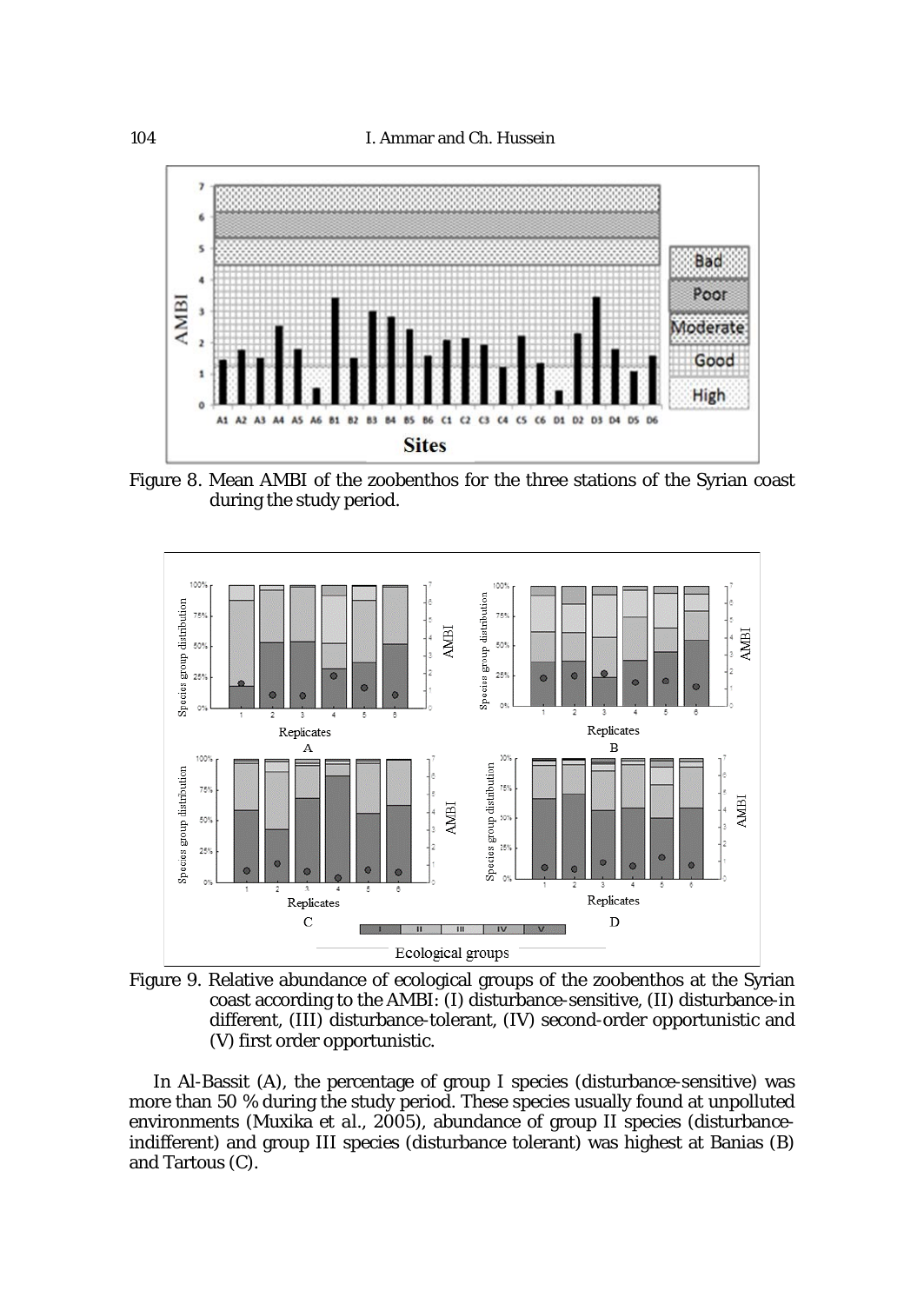AMBI

7
6
5
4
3
2
1
0

A1 A2 A3 A4 A5 A6 B1 B2 B3 B4 B5 B6 C1 C2 C3 C4 C5 C6 D1 D2 D3 D4 D5 D6

Sites

Bad
Poor
Moderate
Good
High

Figure 8. Mean AMBI of the zoobenthos for the three stations of the Syrian coast during the study period.

Species group distribution
AMBI
Replicates
A
B
C
D
1 2 3 4 5 6
100%
75%
50%
25%
0%
I II III IV V
Ecological groups

Figure 9. Relative abundance of ecological groups of the zoobenthos at the Syrian coast according to the AMBI: (I) disturbance-sensitive, (II) disturbance-in different, (III) disturbance-tolerant, (IV) second-order opportunistic and (V) first order opportunistic.

In Al-Bassit (A), the percentage of group I species (disturbance-sensitive) was more than 50 % during the study period. These species usually found at unpolluted environments (Muxika *et al.*, 2005), abundance of group II species (disturbance-indifferent) and group III species (disturbance tolerant) was highest at Banias (B) and Tartous (C).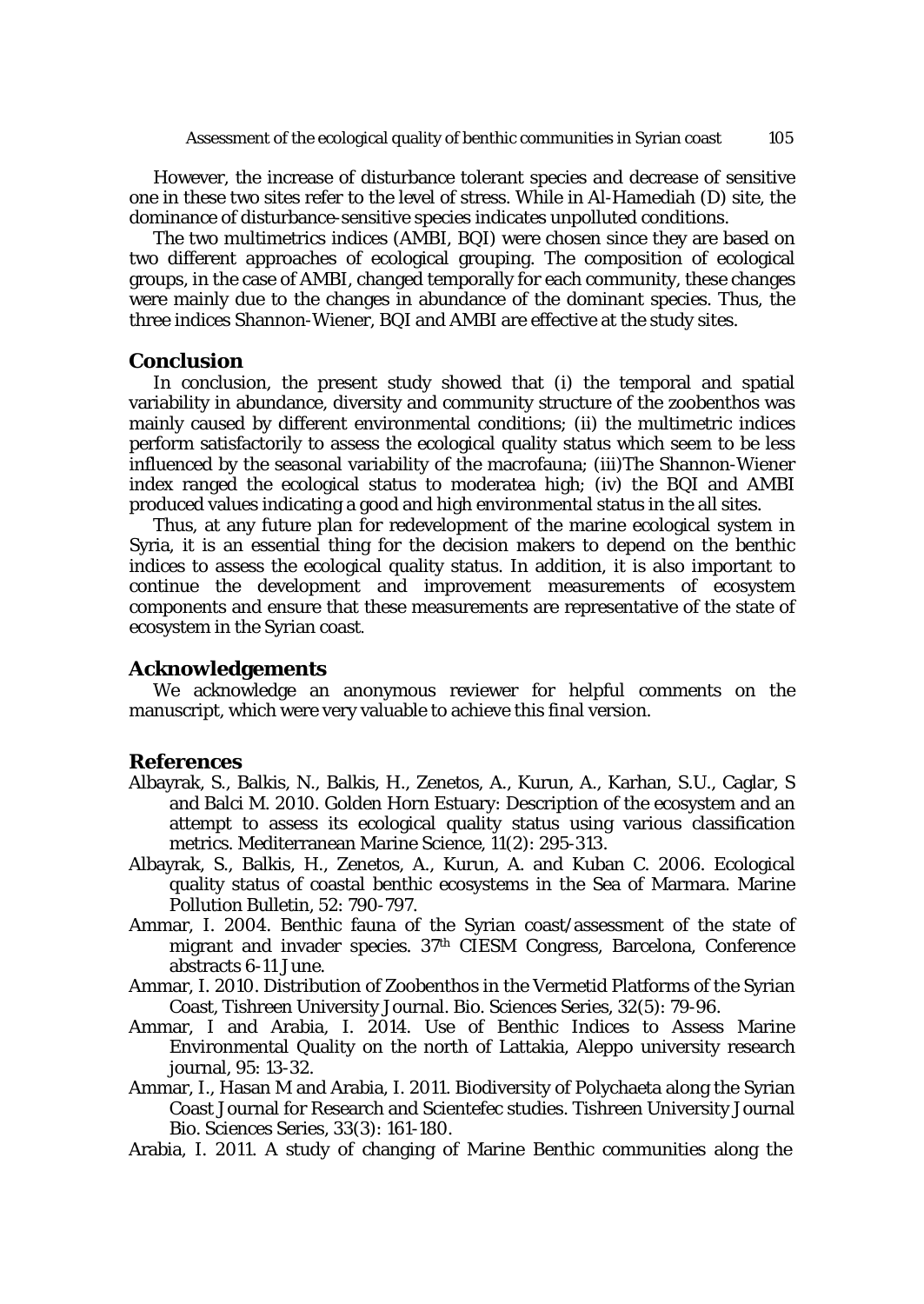However, the increase of disturbance tolerant species and decrease of sensitive one in these two sites refer to the level of stress. While in Al-Hamediah (D) site, the dominance of disturbance-sensitive species indicates unpolluted conditions.

The two multimetrics indices (AMBI, BQI) were chosen since they are based on two different approaches of ecological grouping. The composition of ecological groups, in the case of AMBI, changed temporally for each community, these changes were mainly due to the changes in abundance of the dominant species. Thus, the three indices Shannon-Wiener, BQI and AMBI are effective at the study sites.

## Conclusion

In conclusion, the present study showed that (i) the temporal and spatial variability in abundance, diversity and community structure of the zoobenthos was mainly caused by different environmental conditions; (ii) the multimetric indices perform satisfactorily to assess the ecological quality status which seem to be less influenced by the seasonal variability of the macrofauna; (iii)The Shannon-Wiener index ranged the ecological status to moderatea high; (iv) the BQI and AMBI produced values indicating a good and high environmental status in the all sites.

Thus, at any future plan for redevelopment of the marine ecological system in Syria, it is an essential thing for the decision makers to depend on the benthic indices to assess the ecological quality status. In addition, it is also important to continue the development and improvement measurements of ecosystem components and ensure that these measurements are representative of the state of ecosystem in the Syrian coast.

## Acknowledgements

We acknowledge an anonymous reviewer for helpful comments on the manuscript, which were very valuable to achieve this final version.

## References

Albayrak, S., Balkis, N., Balkis, H., Zenetos, A., Kurun, A., Karhan, S.U., Caglar, S and Balci M. 2010. Golden Horn Estuary: Description of the ecosystem and an attempt to assess its ecological quality status using various classification metrics. Mediterranean Marine Science, 11(2): 295-313.

Albayrak, S., Balkis, H., Zenetos, A., Kurun, A. and Kuban C. 2006. Ecological quality status of coastal benthic ecosystems in the Sea of Marmara. Marine Pollution Bulletin, 52: 790-797.

Ammar, I. 2004. Benthic fauna of the Syrian coast/assessment of the state of migrant and invader species. 37th CIESM Congress, Barcelona, Conference abstracts 6-11 June.

Ammar, I. 2010. Distribution of Zoobenthos in the Vermetid Platforms of the Syrian Coast, Tishreen University Journal. Bio. Sciences Series, 32(5): 79-96.

Ammar, I and Arabia, I. 2014. Use of Benthic Indices to Assess Marine Environmental Quality on the north of Lattakia, Aleppo university research journal, 95: 13-32.

Ammar, I., Hasan M and Arabia, I. 2011. Biodiversity of Polychaeta along the Syrian Coast Journal for Research and Scientefec studies. Tishreen University Journal Bio. Sciences Series, 33(3): 161-180.

Arabia, I. 2011. A study of changing of Marine Benthic communities along the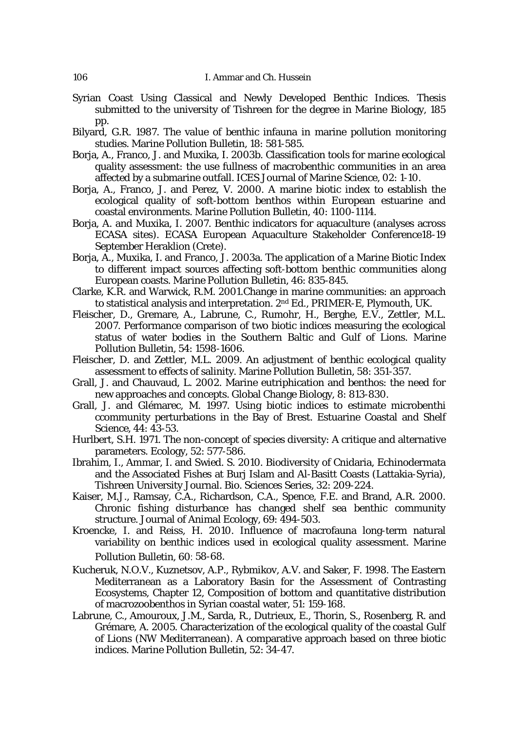Syrian Coast Using Classical and Newly Developed Benthic Indices. Thesis submitted to the university of Tishreen for the degree in Marine Biology, 185 pp.

Bilyard, G.R. 1987. The value of benthic infauna in marine pollution monitoring studies. Marine Pollution Bulletin, 18: 581-585.

Borja, A., Franco, J. and Muxika, I. 2003b. Classification tools for marine ecological quality assessment: the use fullness of macrobenthic communities in an area affected by a submarine outfall. ICES Journal of Marine Science, 02: 1-10.

Borja, A., Franco, J. and Perez, V. 2000. A marine biotic index to establish the ecological quality of soft-bottom benthos within European estuarine and coastal environments. Marine Pollution Bulletin, 40: 1100-1114.

Borja, A. and Muxika, I. 2007. Benthic indicators for aquaculture (analyses across ECASA sites). ECASA European Aquaculture Stakeholder Conference18-19 September Heraklion (Crete).

Borja, A., Muxika, I. and Franco, J. 2003a. The application of a Marine Biotic Index to different impact sources affecting soft-bottom benthic communities along European coasts. Marine Pollution Bulletin, 46: 835-845.

Clarke, K.R. and Warwick, R.M. 2001.Change in marine communities: an approach to statistical analysis and interpretation. 2nd Ed., PRIMER-E, Plymouth, UK.

Fleischer, D., Gremare, A., Labrune, C., Rumohr, H., Berghe, E.V., Zettler, M.L. 2007. Performance comparison of two biotic indices measuring the ecological status of water bodies in the Southern Baltic and Gulf of Lions. Marine Pollution Bulletin, 54: 1598-1606.

Fleischer, D. and Zettler, M.L. 2009. An adjustment of benthic ecological quality assessment to effects of salinity. Marine Pollution Bulletin, 58: 351-357.

Grall, J. and Chauvaud, L. 2002. Marine eutriphication and benthos: the need for new approaches and concepts. Global Change Biology, 8: 813-830.

Grall, J. and Glémarec, M. 1997. Using biotic indices to estimate microbenthi ccommunity perturbations in the Bay of Brest. Estuarine Coastal and Shelf Science, 44: 43-53.

Hurlbert, S.H. 1971. The non-concept of species diversity: A critique and alternative parameters. Ecology, 52: 577-586.

Ibrahim, I., Ammar, I. and Swied. S. 2010. Biodiversity of Cnidaria, Echinodermata and the Associated Fishes at Burj Islam and Al-Basitt Coasts (Lattakia-Syria), Tishreen University Journal. Bio. Sciences Series, 32: 209-224.

Kaiser, M.J., Ramsay, C.A., Richardson, C.A., Spence, F.E. and Brand, A.R. 2000. Chronic fishing disturbance has changed shelf sea benthic community structure. Journal of Animal Ecology, 69: 494-503.

Kroencke, I. and Reiss, H. 2010. Influence of macrofauna long-term natural variability on benthic indices used in ecological quality assessment. Marine Pollution Bulletin, 60: 58-68.

Kucheruk, N.O.V., Kuznetsov, A.P., Rybmikov, A.V. and Saker, F. 1998. The Eastern Mediterranean as a Laboratory Basin for the Assessment of Contrasting Ecosystems, Chapter 12, Composition of bottom and quantitative distribution of macrozoobenthos in Syrian coastal water, 51: 159-168.

Labrune, C., Amouroux, J.M., Sarda, R., Dutrieux, E., Thorin, S., Rosenberg, R. and Grémare, A. 2005. Characterization of the ecological quality of the coastal Gulf of Lions (NW Mediterranean). A comparative approach based on three biotic indices. Marine Pollution Bulletin, 52: 34-47.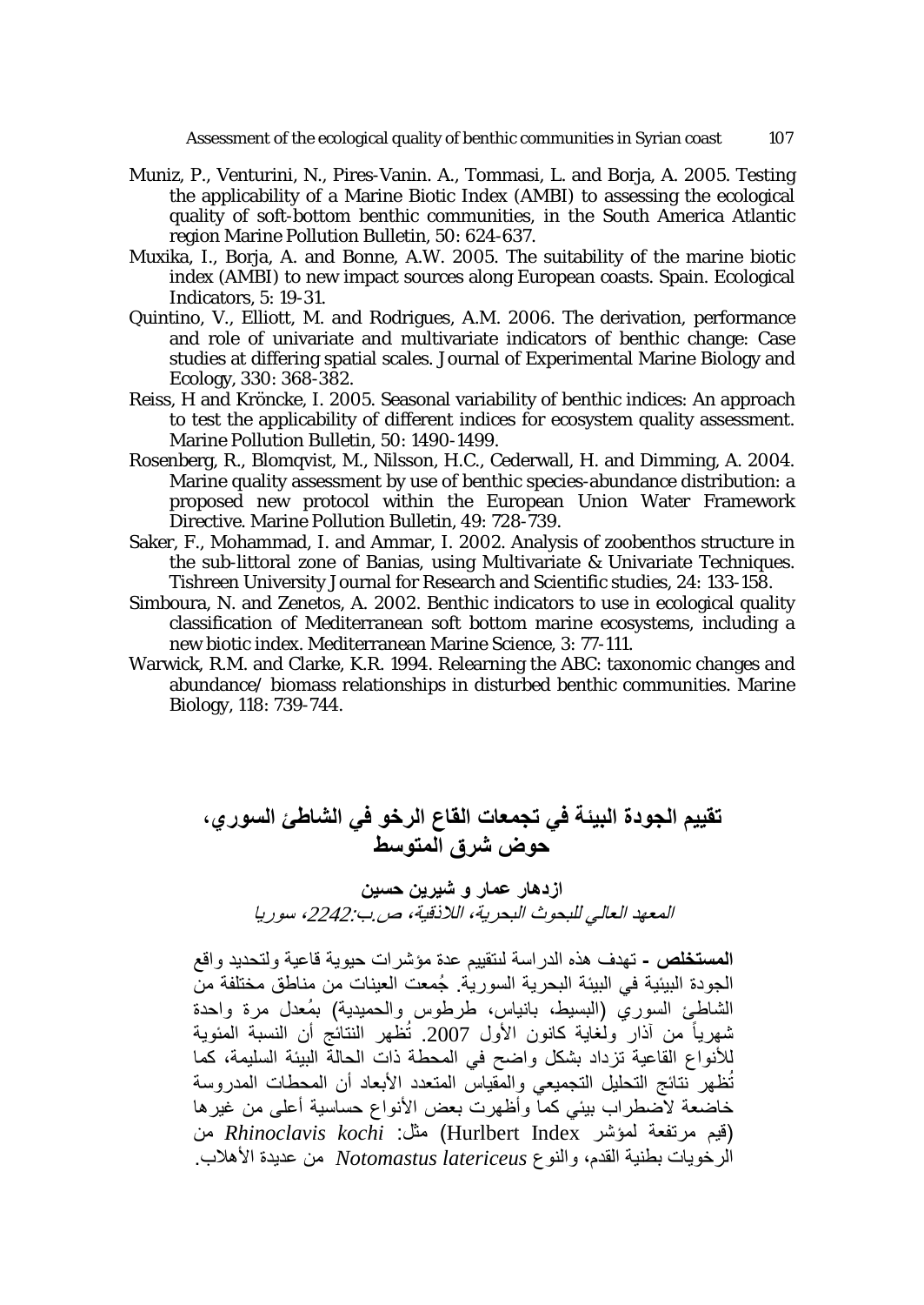Muniz, P., Venturini, N., Pires-Vanin. A., Tommasi, L. and Borja, A. 2005. Testing the applicability of a Marine Biotic Index (AMBI) to assessing the ecological quality of soft-bottom benthic communities, in the South America Atlantic region Marine Pollution Bulletin, 50: 624-637.

Muxika, I., Borja, A. and Bonne, A.W. 2005. The suitability of the marine biotic index (AMBI) to new impact sources along European coasts. Spain. Ecological Indicators, 5: 19-31.

Quintino, V., Elliott, M. and Rodrigues, A.M. 2006. The derivation, performance and role of univariate and multivariate indicators of benthic change: Case studies at differing spatial scales. Journal of Experimental Marine Biology and Ecology, 330: 368-382.

Reiss, H and Kröncke, I. 2005. Seasonal variability of benthic indices: An approach to test the applicability of different indices for ecosystem quality assessment. Marine Pollution Bulletin, 50: 1490-1499.

Rosenberg, R., Blomqvist, M., Nilsson, H.C., Cederwall, H. and Dimming, A. 2004. Marine quality assessment by use of benthic species-abundance distribution: a proposed new protocol within the European Union Water Framework Directive. Marine Pollution Bulletin, 49: 728-739.

Saker, F., Mohammad, I. and Ammar, I. 2002. Analysis of zoobenthos structure in the sub-littoral zone of Banias, using Multivariate & Univariate Techniques. Tishreen University Journal for Research and Scientific studies, 24: 133-158.

Simboura, N. and Zenetos, A. 2002. Benthic indicators to use in ecological quality classification of Mediterranean soft bottom marine ecosystems, including a new biotic index. Mediterranean Marine Science, 3: 77-111.

Warwick, R.M. and Clarke, K.R. 1994. Relearning the ABC: taxonomic changes and abundance/ biomass relationships in disturbed benthic communities. Marine Biology, 118: 739-744.

# تقييم الجودة البيئة في تجمعات القاع الرخو في الشاطئ السوري، حوض شرق المتوسط

**ازدهار عمار و شيرين حسين**

*المعهد العالي للبحوث البحرية، اللاذقية، ص.ب:2242، سوريا*

**المستخلص -** تهدف هذه الدراسة لتقييم عدة مؤشرات حيوية قاعية ولتحديد واقع الجودة البيئية في البيئة البحرية السورية. جُمعت العينات من مناطق مختلفة من الشاطئ السوري (البسيط، بانياس، طرطوس والحميدية) بمُعدل مرة واحدة شهرياً من آذار ولغاية كانون الأول 2007. تُظهر النتائج أن النسبة المئوية للأنواع القاعية تزداد بشكل واضح في المحطة ذات الحالة البيئة السليمة، كما تُظهر نتائج التحليل التجميعي والمقياس المتعدد الأبعاد أن المحطات المدروسة خاضعة لاضطراب بيئي كما وأظهرت بعض الأنواع حساسية أعلى من غيرها (قيم مرتفعة لمؤشر Hurlbert Index) مثل: *Rhinoclavis kochi* من الرخويات بطنية القدم، والنوع *Notomastus latericeus* من عديدة الأهلاب.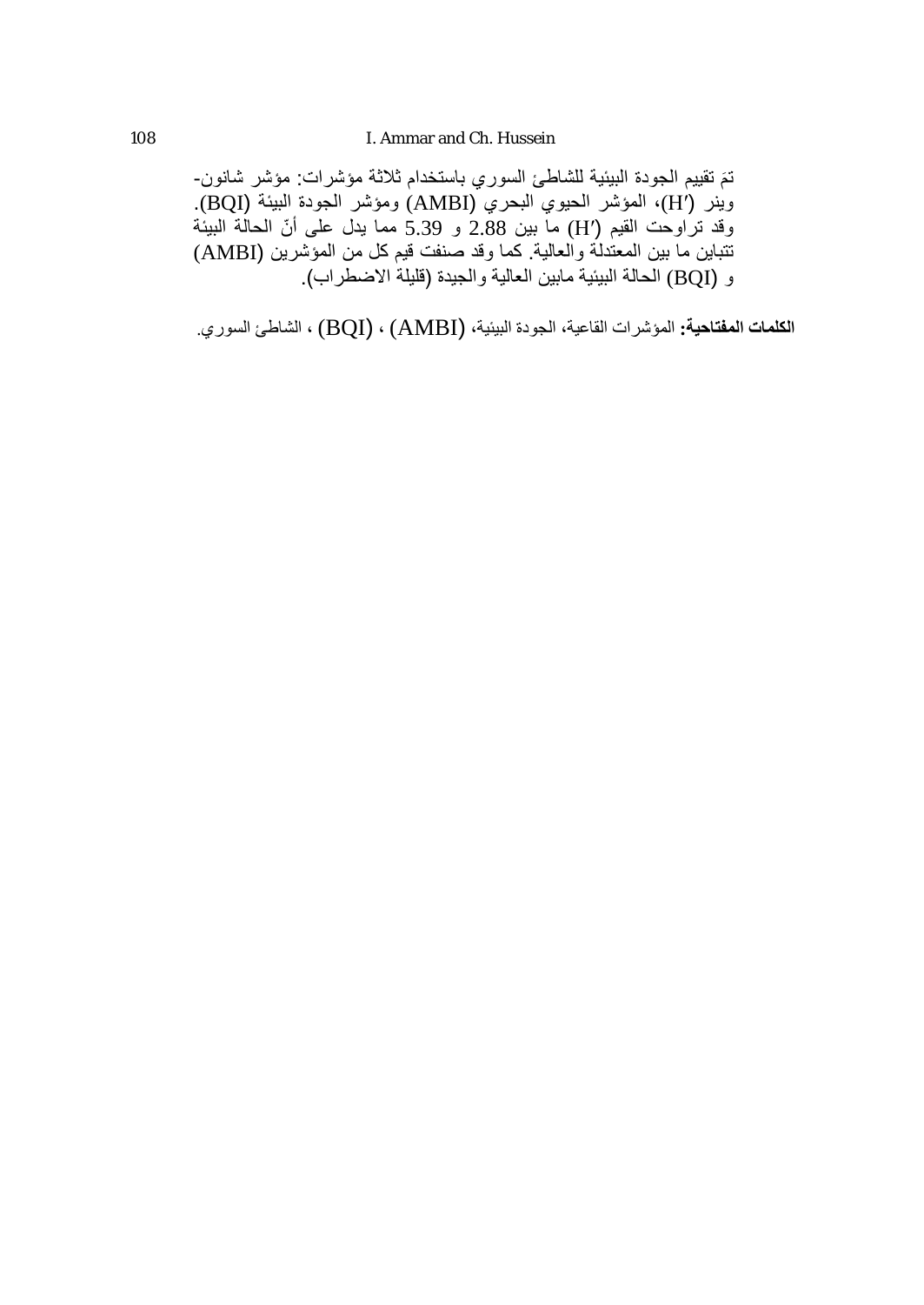تمَ تقييم الجودة البيئية للشاطئ السوري باستخدام ثلاثة مؤشرات: مؤشر شانون-وينر (H′)، المؤشر الحيوي البحري (AMBI) ومؤشر الجودة البيئة (BQI). وقد تراوحت القيم (H′) ما بين 2.88 و 5.39 مما يدل على أنّ الحالة البيئة تتباين ما بين المعتدلة والعالية. كما وقد صنفت قيم كل من المؤشرين (AMBI) و (BQI) الحالة البيئية مابين العالية والجيدة (قليلة الاضطراب).

**الكلمات المفتاحية:** المؤشرات القاعية، الجودة البيئية، (AMBI) ، (BQI) ، الشاطئ السوري.